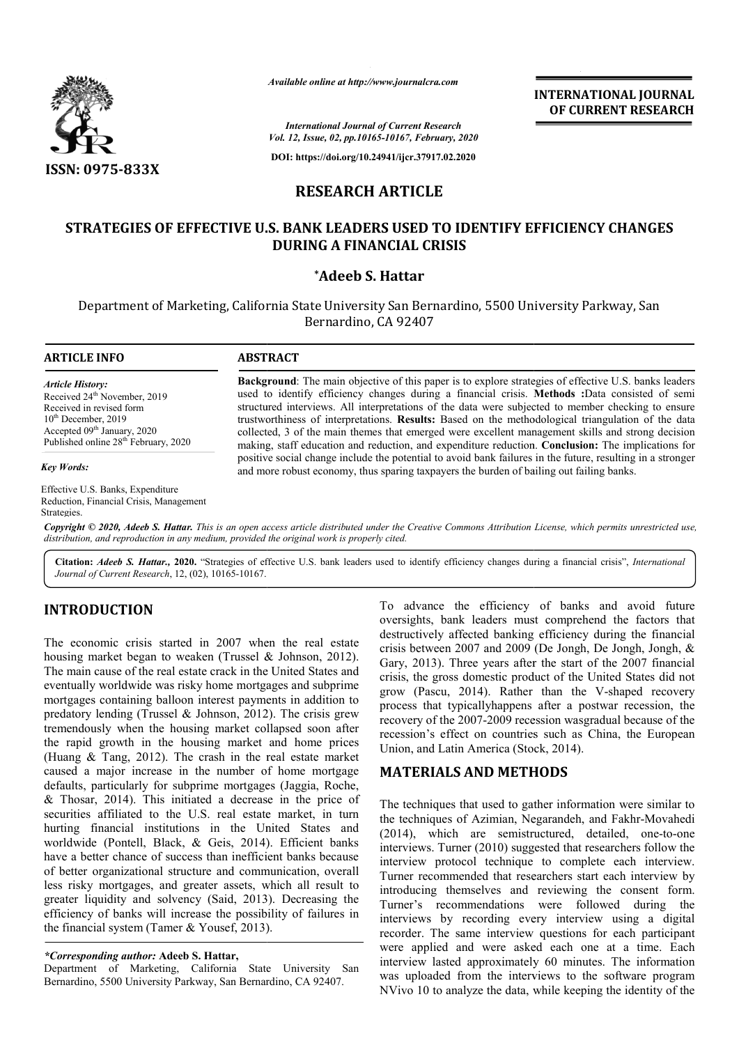ISSN: 0975-833X

*Available online at http://www.journalcra.com*

*International Journal of Current Research*
*Vol. 12, Issue, 02, pp.10165-10167, February, 2020*

**DOI: https://doi.org/10.24941/ijcr.37917.02.2020**

**INTERNATIONAL JOURNAL OF CURRENT RESEARCH**

## RESEARCH ARTICLE

# STRATEGIES OF EFFECTIVE U.S. BANK LEADERS USED TO IDENTIFY EFFICIENCY CHANGES DURING A FINANCIAL CRISIS

**\*Adeeb S. Hattar**

Department of Marketing, California State University San Bernardino, 5500 University Parkway, San Bernardino, CA 92407

**ARTICLE INFO**

*Article History:*
Received 24th November, 2019
Received in revised form
10th December, 2019
Accepted 09th January, 2020
Published online 28th February, 2020

*Key Words:*

Effective U.S. Banks, Expenditure Reduction, Financial Crisis, Management Strategies.

**ABSTRACT**

**Background**: The main objective of this paper is to explore strategies of effective U.S. banks leaders used to identify efficiency changes during a financial crisis. **Methods :**Data consisted of semi structured interviews. All interpretations of the data were subjected to member checking to ensure trustworthiness of interpretations. **Results:** Based on the methodological triangulation of the data collected, 3 of the main themes that emerged were excellent management skills and strong decision making, staff education and reduction, and expenditure reduction. **Conclusion:** The implications for positive social change include the potential to avoid bank failures in the future, resulting in a stronger and more robust economy, thus sparing taxpayers the burden of bailing out failing banks.

*Copyright © 2020, Adeeb S. Hattar. This is an open access article distributed under the Creative Commons Attribution License, which permits unrestricted use, distribution, and reproduction in any medium, provided the original work is properly cited.*

**Citation:** *Adeeb S. Hattar.,* **2020.** "Strategies of effective U.S. bank leaders used to identify efficiency changes during a financial crisis", *International Journal of Current Research*, 12, (02), 10165-10167.

## INTRODUCTION

The economic crisis started in 2007 when the real estate housing market began to weaken (Trussel & Johnson, 2012). The main cause of the real estate crack in the United States and eventually worldwide was risky home mortgages and subprime mortgages containing balloon interest payments in addition to predatory lending (Trussel & Johnson, 2012). The crisis grew tremendously when the housing market collapsed soon after the rapid growth in the housing market and home prices (Huang & Tang, 2012). The crash in the real estate market caused a major increase in the number of home mortgage defaults, particularly for subprime mortgages (Jaggia, Roche, & Thosar, 2014). This initiated a decrease in the price of securities affiliated to the U.S. real estate market, in turn hurting financial institutions in the United States and worldwide (Pontell, Black, & Geis, 2014). Efficient banks have a better chance of success than inefficient banks because of better organizational structure and communication, overall less risky mortgages, and greater assets, which all result to greater liquidity and solvency (Said, 2013). Decreasing the efficiency of banks will increase the possibility of failures in the financial system (Tamer & Yousef, 2013).

To advance the efficiency of banks and avoid future oversights, bank leaders must comprehend the factors that destructively affected banking efficiency during the financial crisis between 2007 and 2009 (De Jongh, De Jongh, Jongh, & Gary, 2013). Three years after the start of the 2007 financial crisis, the gross domestic product of the United States did not grow (Pascu, 2014). Rather than the V-shaped recovery process that typicallyhappens after a postwar recession, the recovery of the 2007-2009 recession wasgradual because of the recession's effect on countries such as China, the European Union, and Latin America (Stock, 2014).

## MATERIALS AND METHODS

The techniques that used to gather information were similar to the techniques of Azimian, Negarandeh, and Fakhr-Movahedi (2014), which are semistructured, detailed, one-to-one interviews. Turner (2010) suggested that researchers follow the interview protocol technique to complete each interview. Turner recommended that researchers start each interview by introducing themselves and reviewing the consent form. Turner's recommendations were followed during the interviews by recording every interview using a digital recorder. The same interview questions for each participant were applied and were asked each one at a time. Each interview lasted approximately 60 minutes. The information was uploaded from the interviews to the software program NVivo 10 to analyze the data, while keeping the identity of the

*\*Corresponding author:* **Adeeb S. Hattar,**
Department of Marketing, California State University San Bernardino, 5500 University Parkway, San Bernardino, CA 92407.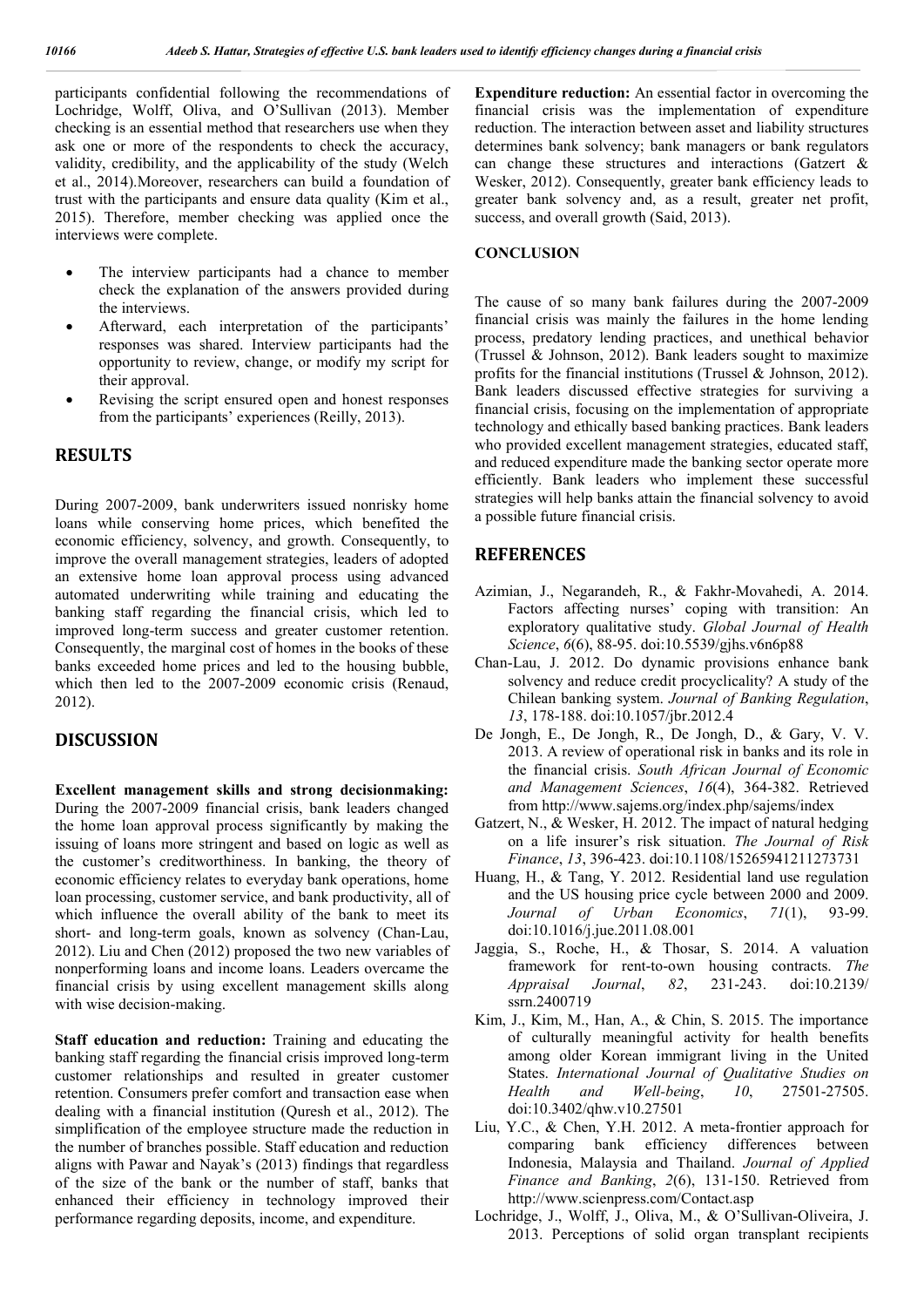participants confidential following the recommendations of Lochridge, Wolff, Oliva, and O'Sullivan (2013). Member checking is an essential method that researchers use when they ask one or more of the respondents to check the accuracy, validity, credibility, and the applicability of the study (Welch et al., 2014).Moreover, researchers can build a foundation of trust with the participants and ensure data quality (Kim et al., 2015). Therefore, member checking was applied once the interviews were complete.

- The interview participants had a chance to member check the explanation of the answers provided during the interviews.
- Afterward, each interpretation of the participants' responses was shared. Interview participants had the opportunity to review, change, or modify my script for their approval.
- Revising the script ensured open and honest responses from the participants' experiences (Reilly, 2013).

## RESULTS

During 2007-2009, bank underwriters issued nonrisky home loans while conserving home prices, which benefited the economic efficiency, solvency, and growth. Consequently, to improve the overall management strategies, leaders of adopted an extensive home loan approval process using advanced automated underwriting while training and educating the banking staff regarding the financial crisis, which led to improved long-term success and greater customer retention. Consequently, the marginal cost of homes in the books of these banks exceeded home prices and led to the housing bubble, which then led to the 2007-2009 economic crisis (Renaud, 2012).

## DISCUSSION

**Excellent management skills and strong decisionmaking:** During the 2007-2009 financial crisis, bank leaders changed the home loan approval process significantly by making the issuing of loans more stringent and based on logic as well as the customer's creditworthiness. In banking, the theory of economic efficiency relates to everyday bank operations, home loan processing, customer service, and bank productivity, all of which influence the overall ability of the bank to meet its short- and long-term goals, known as solvency (Chan-Lau, 2012). Liu and Chen (2012) proposed the two new variables of nonperforming loans and income loans. Leaders overcame the financial crisis by using excellent management skills along with wise decision-making.

**Staff education and reduction:** Training and educating the banking staff regarding the financial crisis improved long-term customer relationships and resulted in greater customer retention. Consumers prefer comfort and transaction ease when dealing with a financial institution (Quresh et al., 2012). The simplification of the employee structure made the reduction in the number of branches possible. Staff education and reduction aligns with Pawar and Nayak's (2013) findings that regardless of the size of the bank or the number of staff, banks that enhanced their efficiency in technology improved their performance regarding deposits, income, and expenditure.

**Expenditure reduction:** An essential factor in overcoming the financial crisis was the implementation of expenditure reduction. The interaction between asset and liability structures determines bank solvency; bank managers or bank regulators can change these structures and interactions (Gatzert & Wesker, 2012). Consequently, greater bank efficiency leads to greater bank solvency and, as a result, greater net profit, success, and overall growth (Said, 2013).

### CONCLUSION

The cause of so many bank failures during the 2007-2009 financial crisis was mainly the failures in the home lending process, predatory lending practices, and unethical behavior (Trussel & Johnson, 2012). Bank leaders sought to maximize profits for the financial institutions (Trussel & Johnson, 2012). Bank leaders discussed effective strategies for surviving a financial crisis, focusing on the implementation of appropriate technology and ethically based banking practices. Bank leaders who provided excellent management strategies, educated staff, and reduced expenditure made the banking sector operate more efficiently. Bank leaders who implement these successful strategies will help banks attain the financial solvency to avoid a possible future financial crisis.

## REFERENCES

- Azimian, J., Negarandeh, R., & Fakhr-Movahedi, A. 2014. Factors affecting nurses' coping with transition: An exploratory qualitative study. *Global Journal of Health Science*, *6*(6), 88-95. doi:10.5539/gjhs.v6n6p88
- Chan-Lau, J. 2012. Do dynamic provisions enhance bank solvency and reduce credit procyclicality? A study of the Chilean banking system. *Journal of Banking Regulation*, *13*, 178-188. doi:10.1057/jbr.2012.4
- De Jongh, E., De Jongh, R., De Jongh, D., & Gary, V. V. 2013. A review of operational risk in banks and its role in the financial crisis. *South African Journal of Economic and Management Sciences*, *16*(4), 364-382. Retrieved from http://www.sajems.org/index.php/sajems/index
- Gatzert, N., & Wesker, H. 2012. The impact of natural hedging on a life insurer's risk situation. *The Journal of Risk Finance*, *13*, 396-423. doi:10.1108/15265941211273731
- Huang, H., & Tang, Y. 2012. Residential land use regulation and the US housing price cycle between 2000 and 2009. *Journal of Urban Economics*, *71*(1), 93-99. doi:10.1016/j.jue.2011.08.001
- Jaggia, S., Roche, H., & Thosar, S. 2014. A valuation framework for rent-to-own housing contracts. *The Appraisal Journal*, *82*, 231-243. doi:10.2139/ssrn.2400719
- Kim, J., Kim, M., Han, A., & Chin, S. 2015. The importance of culturally meaningful activity for health benefits among older Korean immigrant living in the United States. *International Journal of Qualitative Studies on Health and Well-being*, *10*, 27501-27505. doi:10.3402/qhw.v10.27501
- Liu, Y.C., & Chen, Y.H. 2012. A meta-frontier approach for comparing bank efficiency differences between Indonesia, Malaysia and Thailand. *Journal of Applied Finance and Banking*, *2*(6), 131-150. Retrieved from http://www.scienpress.com/Contact.asp
- Lochridge, J., Wolff, J., Oliva, M., & O'Sullivan-Oliveira, J. 2013. Perceptions of solid organ transplant recipients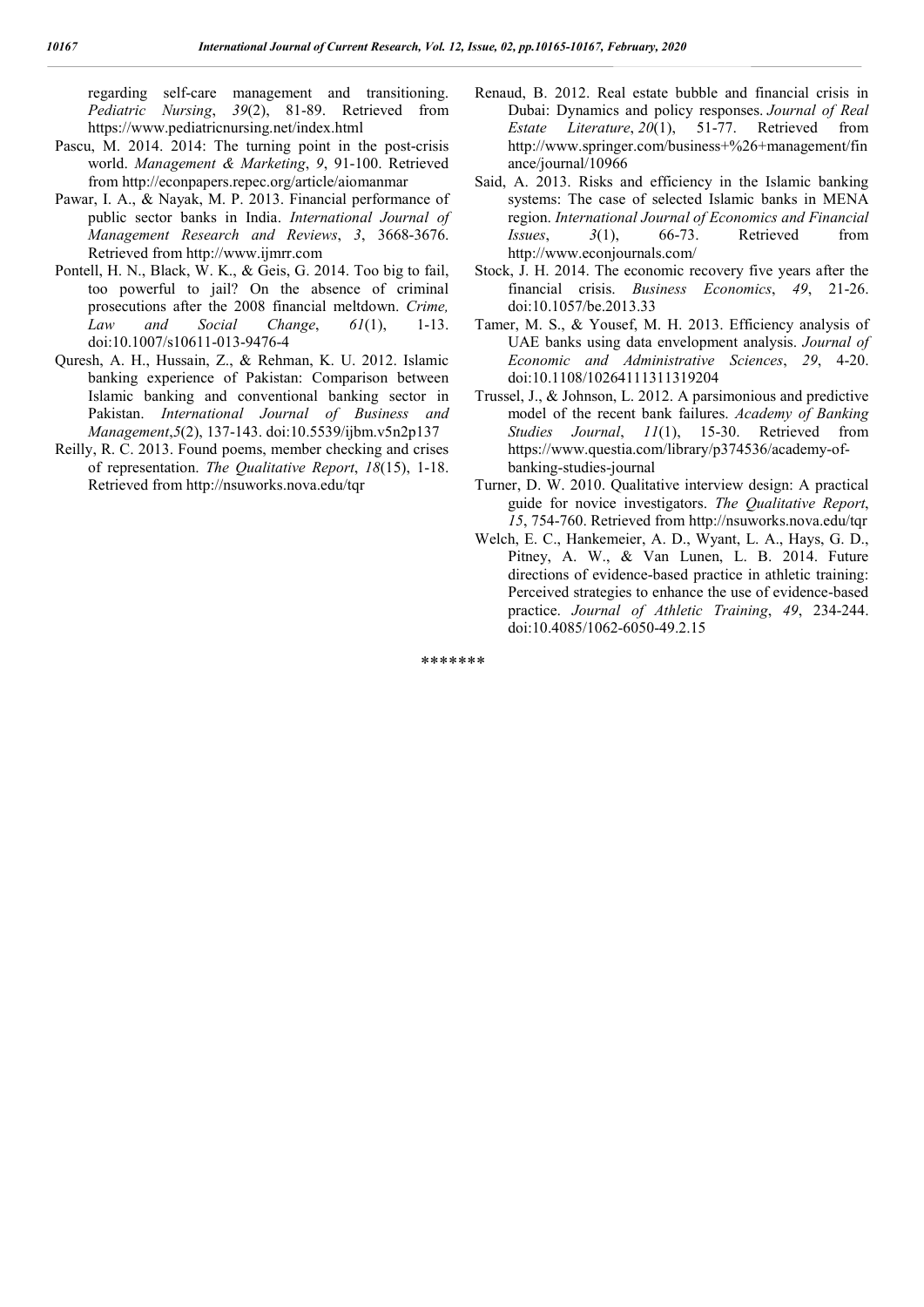regarding self-care management and transitioning. *Pediatric Nursing*, *39*(2), 81-89. Retrieved from https://www.pediatricnursing.net/index.html

Pascu, M. 2014. 2014: The turning point in the post-crisis world. *Management & Marketing*, *9*, 91-100. Retrieved from http://econpapers.repec.org/article/aiomanmar

Pawar, I. A., & Nayak, M. P. 2013. Financial performance of public sector banks in India. *International Journal of Management Research and Reviews*, *3*, 3668-3676. Retrieved from http://www.ijmrr.com

Pontell, H. N., Black, W. K., & Geis, G. 2014. Too big to fail, too powerful to jail? On the absence of criminal prosecutions after the 2008 financial meltdown. *Crime, Law and Social Change*, *61*(1), 1-13. doi:10.1007/s10611-013-9476-4

Quresh, A. H., Hussain, Z., & Rehman, K. U. 2012. Islamic banking experience of Pakistan: Comparison between Islamic banking and conventional banking sector in Pakistan. *International Journal of Business and Management*,*5*(2), 137-143. doi:10.5539/ijbm.v5n2p137

Reilly, R. C. 2013. Found poems, member checking and crises of representation. *The Qualitative Report*, *18*(15), 1-18. Retrieved from http://nsuworks.nova.edu/tqr

Renaud, B. 2012. Real estate bubble and financial crisis in Dubai: Dynamics and policy responses. *Journal of Real Estate Literature*, *20*(1), 51-77. Retrieved from http://www.springer.com/business+%26+management/finance/journal/10966

Said, A. 2013. Risks and efficiency in the Islamic banking systems: The case of selected Islamic banks in MENA region. *International Journal of Economics and Financial Issues*, *3*(1), 66-73. Retrieved from http://www.econjournals.com/

Stock, J. H. 2014. The economic recovery five years after the financial crisis. *Business Economics*, *49*, 21-26. doi:10.1057/be.2013.33

Tamer, M. S., & Yousef, M. H. 2013. Efficiency analysis of UAE banks using data envelopment analysis. *Journal of Economic and Administrative Sciences*, *29*, 4-20. doi:10.1108/10264111311319204

Trussel, J., & Johnson, L. 2012. A parsimonious and predictive model of the recent bank failures. *Academy of Banking Studies Journal*, *11*(1), 15-30. Retrieved from https://www.questia.com/library/p374536/academy-of-banking-studies-journal

Turner, D. W. 2010. Qualitative interview design: A practical guide for novice investigators. *The Qualitative Report*, *15*, 754-760. Retrieved from http://nsuworks.nova.edu/tqr

Welch, E. C., Hankemeier, A. D., Wyant, L. A., Hays, G. D., Pitney, A. W., & Van Lunen, L. B. 2014. Future directions of evidence-based practice in athletic training: Perceived strategies to enhance the use of evidence-based practice. *Journal of Athletic Training*, *49*, 234-244. doi:10.4085/1062-6050-49.2.15

*******